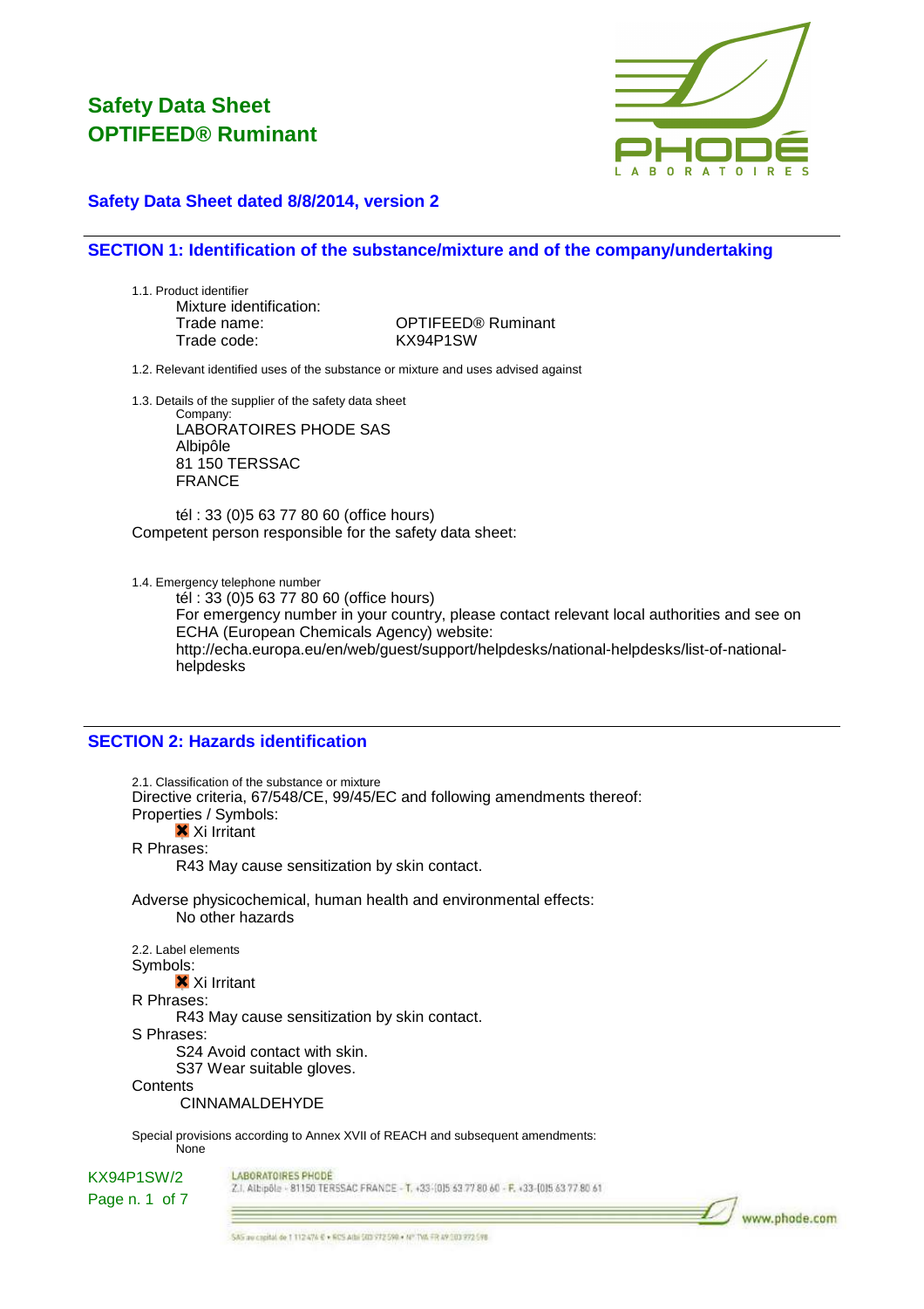# Safety Data Sheet
# OPTIFEED® Ruminant

### Safety Data Sheet dated 8/8/2014, version 2

## SECTION 1: Identification of the substance/mixture and of the company/undertaking

1.1. Product identifier

Mixture identification:

| | |
|---|---|
| Trade name: | OPTIFEED® Ruminant |
| Trade code: | KX94P1SW |

1.2. Relevant identified uses of the substance or mixture and uses advised against

1.3. Details of the supplier of the safety data sheet

Company:

LABORATOIRES PHODE SAS
Albipôle
81 150 TERSSAC
FRANCE

tél : 33 (0)5 63 77 80 60 (office hours)

Competent person responsible for the safety data sheet:

1.4. Emergency telephone number

tél : 33 (0)5 63 77 80 60 (office hours)

For emergency number in your country, please contact relevant local authorities and see on ECHA (European Chemicals Agency) website:
http://echa.europa.eu/en/web/guest/support/helpdesks/national-helpdesks/list-of-national-helpdesks

## SECTION 2: Hazards identification

2.1. Classification of the substance or mixture

Directive criteria, 67/548/CE, 99/45/EC and following amendments thereof:

Properties / Symbols:

Xi Irritant

R Phrases:

R43 May cause sensitization by skin contact.

Adverse physicochemical, human health and environmental effects:

No other hazards

2.2. Label elements

Symbols:

Xi Irritant

R Phrases:

R43 May cause sensitization by skin contact.

S Phrases:

S24 Avoid contact with skin.
S37 Wear suitable gloves.

Contents

CINNAMALDEHYDE

Special provisions according to Annex XVII of REACH and subsequent amendments:

None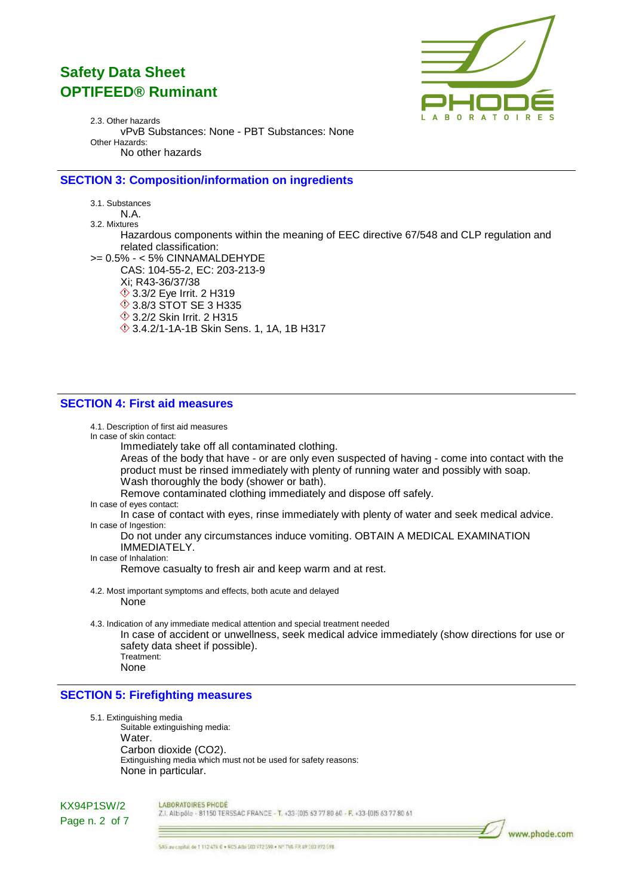2.3. Other hazards

vPvB Substances: None - PBT Substances: None

Other Hazards:

No other hazards

## SECTION 3: Composition/information on ingredients

3.1. Substances

N.A.

3.2. Mixtures

Hazardous components within the meaning of EEC directive 67/548 and CLP regulation and related classification:

>= 0.5% - < 5% CINNAMALDEHYDE

CAS: 104-55-2, EC: 203-213-9

Xi; R43-36/37/38

3.3/2 Eye Irrit. 2 H319

3.8/3 STOT SE 3 H335

3.2/2 Skin Irrit. 2 H315

3.4.2/1-1A-1B Skin Sens. 1, 1A, 1B H317

## SECTION 4: First aid measures

4.1. Description of first aid measures

In case of skin contact:

Immediately take off all contaminated clothing.

Areas of the body that have - or are only even suspected of having - come into contact with the product must be rinsed immediately with plenty of running water and possibly with soap.

Wash thoroughly the body (shower or bath).

Remove contaminated clothing immediately and dispose off safely.

In case of eyes contact:

In case of contact with eyes, rinse immediately with plenty of water and seek medical advice.

In case of Ingestion:

Do not under any circumstances induce vomiting. OBTAIN A MEDICAL EXAMINATION IMMEDIATELY.

In case of Inhalation:

Remove casualty to fresh air and keep warm and at rest.

4.2. Most important symptoms and effects, both acute and delayed

None

4.3. Indication of any immediate medical attention and special treatment needed

In case of accident or unwellness, seek medical advice immediately (show directions for use or safety data sheet if possible).

Treatment:

None

## SECTION 5: Firefighting measures

5.1. Extinguishing media

Suitable extinguishing media:

Water.

Carbon dioxide ($CO_2$).

Extinguishing media which must not be used for safety reasons:

None in particular.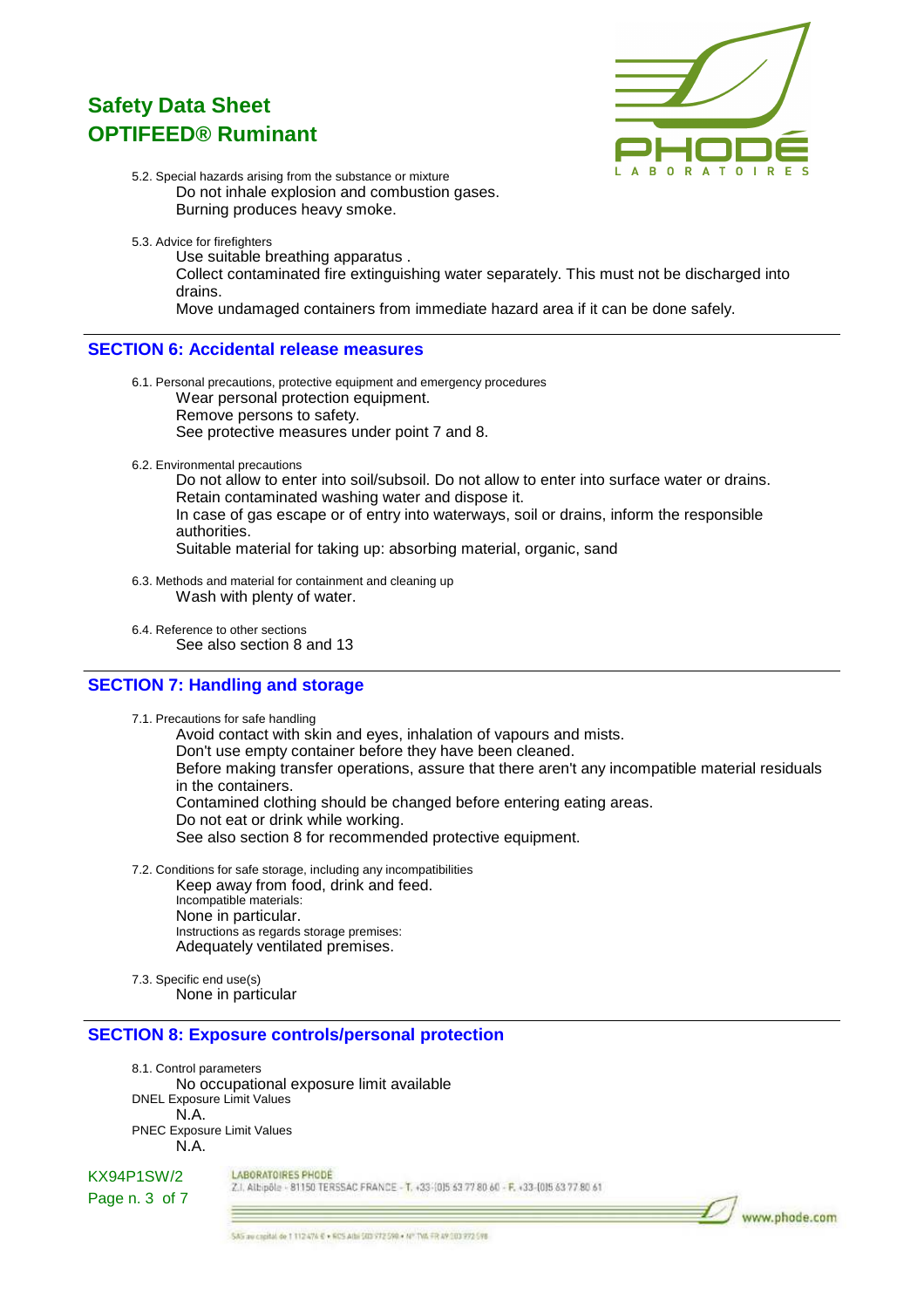5.2. Special hazards arising from the substance or mixture

Do not inhale explosion and combustion gases.
Burning produces heavy smoke.

5.3. Advice for firefighters

Use suitable breathing apparatus .
Collect contaminated fire extinguishing water separately. This must not be discharged into drains.
Move undamaged containers from immediate hazard area if it can be done safely.

## SECTION 6: Accidental release measures

6.1. Personal precautions, protective equipment and emergency procedures

Wear personal protection equipment.
Remove persons to safety.
See protective measures under point 7 and 8.

6.2. Environmental precautions

Do not allow to enter into soil/subsoil. Do not allow to enter into surface water or drains.
Retain contaminated washing water and dispose it.
In case of gas escape or of entry into waterways, soil or drains, inform the responsible authorities.
Suitable material for taking up: absorbing material, organic, sand

6.3. Methods and material for containment and cleaning up

Wash with plenty of water.

6.4. Reference to other sections

See also section 8 and 13

## SECTION 7: Handling and storage

7.1. Precautions for safe handling

Avoid contact with skin and eyes, inhalation of vapours and mists.
Don't use empty container before they have been cleaned.
Before making transfer operations, assure that there aren't any incompatible material residuals in the containers.
Contamined clothing should be changed before entering eating areas.
Do not eat or drink while working.
See also section 8 for recommended protective equipment.

7.2. Conditions for safe storage, including any incompatibilities

Keep away from food, drink and feed.
Incompatible materials:
None in particular.
Instructions as regards storage premises:
Adequately ventilated premises.

7.3. Specific end use(s)

None in particular

## SECTION 8: Exposure controls/personal protection

8.1. Control parameters

No occupational exposure limit available

DNEL Exposure Limit Values

N.A.

PNEC Exposure Limit Values

N.A.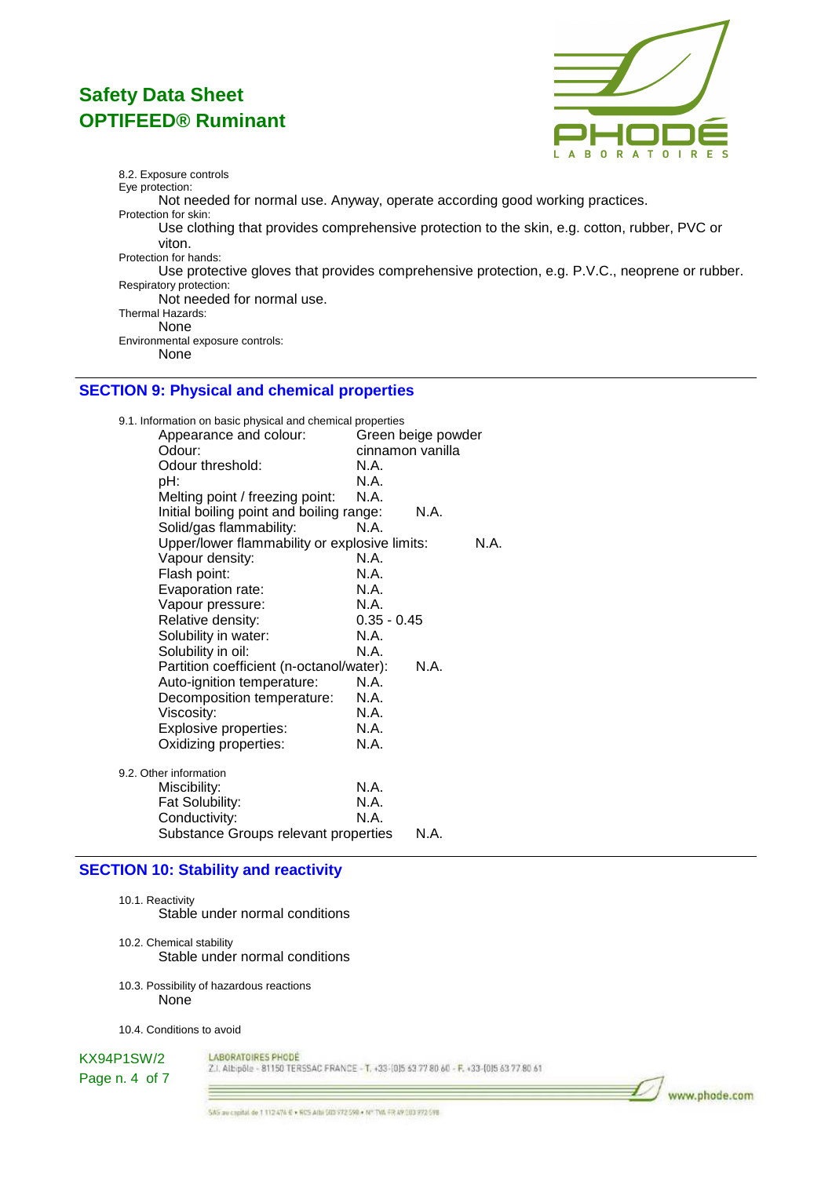8.2. Exposure controls

Eye protection:

Not needed for normal use. Anyway, operate according good working practices.

Protection for skin:

Use clothing that provides comprehensive protection to the skin, e.g. cotton, rubber, PVC or viton.

Protection for hands:

Use protective gloves that provides comprehensive protection, e.g. P.V.C., neoprene or rubber.

Respiratory protection:

Not needed for normal use.

Thermal Hazards:

None

Environmental exposure controls:

None

## SECTION 9: Physical and chemical properties

9.1. Information on basic physical and chemical properties

| | |
|---|---|
| Appearance and colour: | Green beige powder |
| Odour: | cinnamon vanilla |
| Odour threshold: | N.A. |
| pH: | N.A. |
| Melting point / freezing point: | N.A. |
| Initial boiling point and boiling range: | N.A. |
| Solid/gas flammability: | N.A. |
| Upper/lower flammability or explosive limits: | N.A. |
| Vapour density: | N.A. |
| Flash point: | N.A. |
| Evaporation rate: | N.A. |
| Vapour pressure: | N.A. |
| Relative density: | 0.35 - 0.45 |
| Solubility in water: | N.A. |
| Solubility in oil: | N.A. |
| Partition coefficient (n-octanol/water): | N.A. |
| Auto-ignition temperature: | N.A. |
| Decomposition temperature: | N.A. |
| Viscosity: | N.A. |
| Explosive properties: | N.A. |
| Oxidizing properties: | N.A. |

9.2. Other information

| | |
|---|---|
| Miscibility: | N.A. |
| Fat Solubility: | N.A. |
| Conductivity: | N.A. |
| Substance Groups relevant properties | N.A. |

## SECTION 10: Stability and reactivity

10.1. Reactivity

Stable under normal conditions

10.2. Chemical stability

Stable under normal conditions

10.3. Possibility of hazardous reactions

None

10.4. Conditions to avoid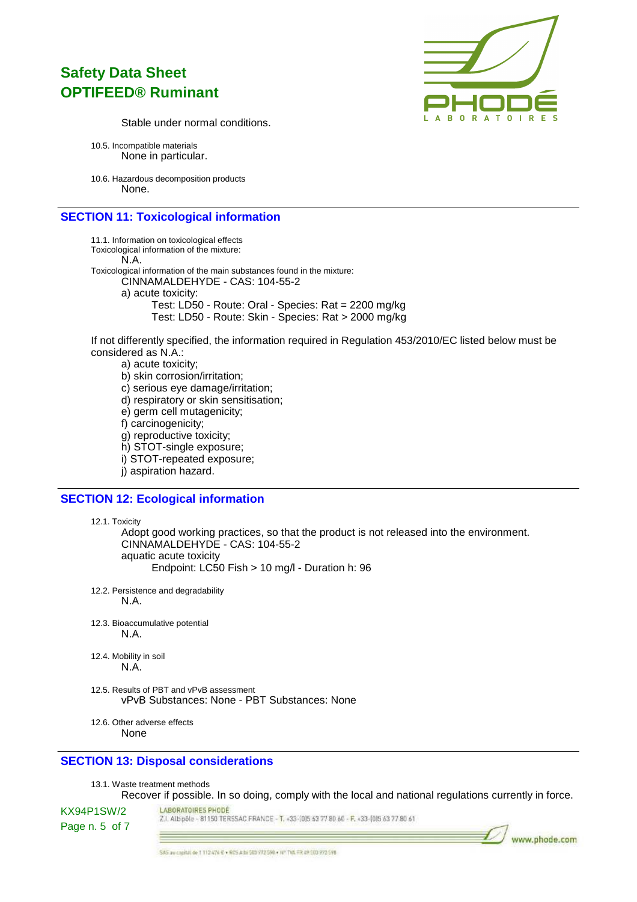Stable under normal conditions.

10.5. Incompatible materials

None in particular.

10.6. Hazardous decomposition products

None.

## SECTION 11: Toxicological information

11.1. Information on toxicological effects

Toxicological information of the mixture:

N.A.

Toxicological information of the main substances found in the mixture:

CINNAMALDEHYDE - CAS: 104-55-2

a) acute toxicity:

Test: LD50 - Route: Oral - Species: Rat = 2200 mg/kg

Test: LD50 - Route: Skin - Species: Rat > 2000 mg/kg

If not differently specified, the information required in Regulation 453/2010/EC listed below must be considered as N.A.:

a) acute toxicity;
b) skin corrosion/irritation;
c) serious eye damage/irritation;
d) respiratory or skin sensitisation;
e) germ cell mutagenicity;
f) carcinogenicity;
g) reproductive toxicity;
h) STOT-single exposure;
i) STOT-repeated exposure;
j) aspiration hazard.

## SECTION 12: Ecological information

12.1. Toxicity

Adopt good working practices, so that the product is not released into the environment.

CINNAMALDEHYDE - CAS: 104-55-2

aquatic acute toxicity

Endpoint: LC50 Fish > 10 mg/l - Duration h: 96

12.2. Persistence and degradability

N.A.

12.3. Bioaccumulative potential

N.A.

12.4. Mobility in soil

N.A.

12.5. Results of PBT and vPvB assessment

vPvB Substances: None - PBT Substances: None

12.6. Other adverse effects

None

## SECTION 13: Disposal considerations

13.1. Waste treatment methods

Recover if possible. In so doing, comply with the local and national regulations currently in force.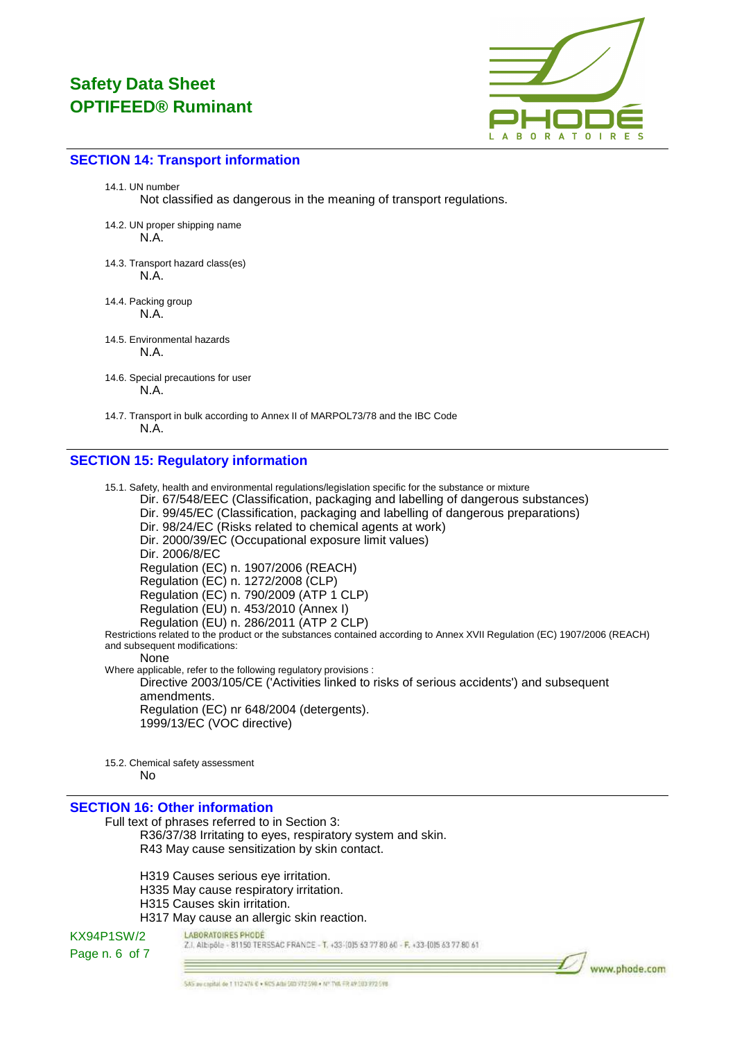## SECTION 14: Transport information

14.1. UN number

Not classified as dangerous in the meaning of transport regulations.

14.2. UN proper shipping name

N.A.

14.3. Transport hazard class(es)

N.A.

14.4. Packing group

N.A.

14.5. Environmental hazards

N.A.

14.6. Special precautions for user

N.A.

14.7. Transport in bulk according to Annex II of MARPOL73/78 and the IBC Code

N.A.

## SECTION 15: Regulatory information

15.1. Safety, health and environmental regulations/legislation specific for the substance or mixture

Dir. 67/548/EEC (Classification, packaging and labelling of dangerous substances)
Dir. 99/45/EC (Classification, packaging and labelling of dangerous preparations)
Dir. 98/24/EC (Risks related to chemical agents at work)
Dir. 2000/39/EC (Occupational exposure limit values)
Dir. 2006/8/EC
Regulation (EC) n. 1907/2006 (REACH)
Regulation (EC) n. 1272/2008 (CLP)
Regulation (EC) n. 790/2009 (ATP 1 CLP)
Regulation (EU) n. 453/2010 (Annex I)
Regulation (EU) n. 286/2011 (ATP 2 CLP)

Restrictions related to the product or the substances contained according to Annex XVII Regulation (EC) 1907/2006 (REACH) and subsequent modifications:

None

Where applicable, refer to the following regulatory provisions :

Directive 2003/105/CE ('Activities linked to risks of serious accidents') and subsequent amendments.
Regulation (EC) nr 648/2004 (detergents).
1999/13/EC (VOC directive)

15.2. Chemical safety assessment

No

## SECTION 16: Other information

Full text of phrases referred to in Section 3:

R36/37/38 Irritating to eyes, respiratory system and skin.
R43 May cause sensitization by skin contact.

H319 Causes serious eye irritation.
H335 May cause respiratory irritation.
H315 Causes skin irritation.
H317 May cause an allergic skin reaction.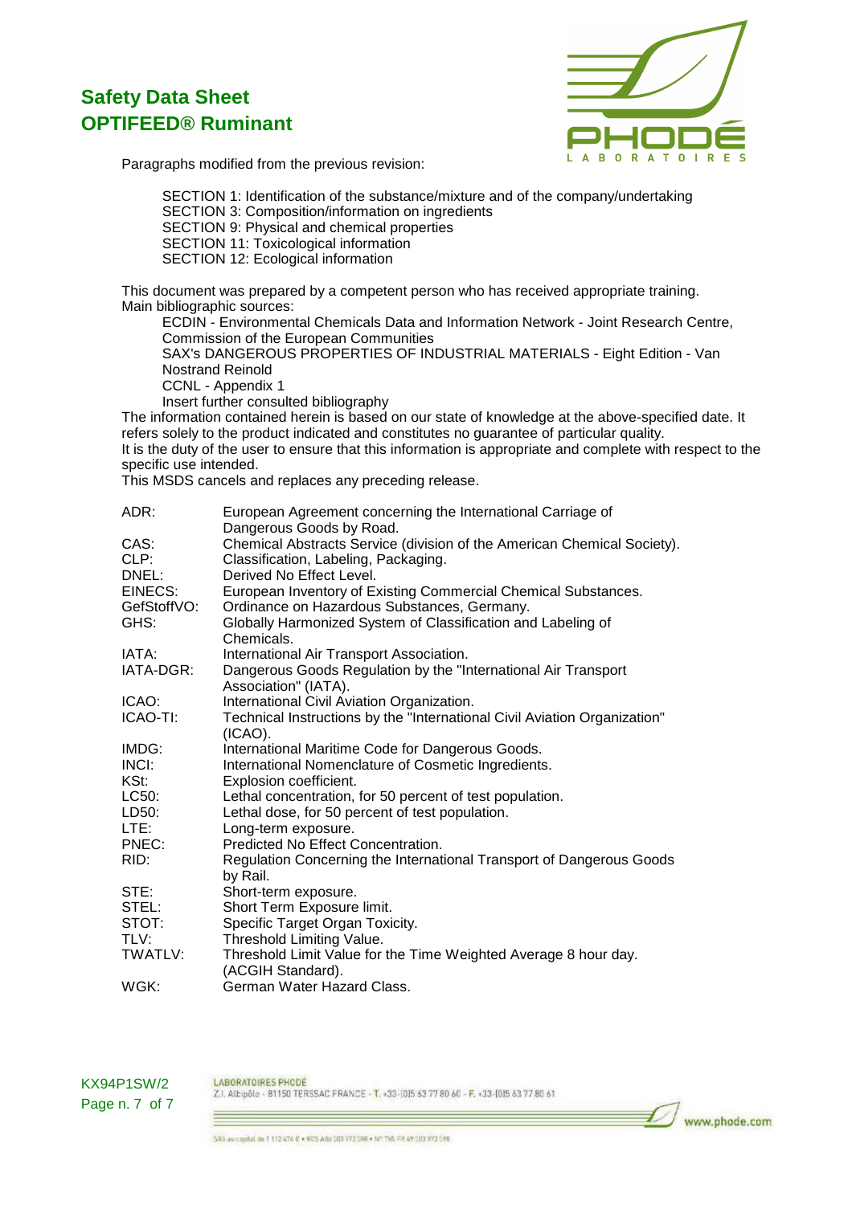Paragraphs modified from the previous revision:

- SECTION 1: Identification of the substance/mixture and of the company/undertaking
- SECTION 3: Composition/information on ingredients
- SECTION 9: Physical and chemical properties
- SECTION 11: Toxicological information
- SECTION 12: Ecological information

This document was prepared by a competent person who has received appropriate training.
Main bibliographic sources:

- ECDIN - Environmental Chemicals Data and Information Network - Joint Research Centre, Commission of the European Communities
- SAX's DANGEROUS PROPERTIES OF INDUSTRIAL MATERIALS - Eight Edition - Van Nostrand Reinold
- CCNL - Appendix 1
- Insert further consulted bibliography

The information contained herein is based on our state of knowledge at the above-specified date. It refers solely to the product indicated and constitutes no guarantee of particular quality.
It is the duty of the user to ensure that this information is appropriate and complete with respect to the specific use intended.
This MSDS cancels and replaces any preceding release.

| | |
|---|---|
| ADR: | European Agreement concerning the International Carriage of Dangerous Goods by Road. |
| CAS: | Chemical Abstracts Service (division of the American Chemical Society). |
| CLP: | Classification, Labeling, Packaging. |
| DNEL: | Derived No Effect Level. |
| EINECS: | European Inventory of Existing Commercial Chemical Substances. |
| GefStoffVO: | Ordinance on Hazardous Substances, Germany. |
| GHS: | Globally Harmonized System of Classification and Labeling of Chemicals. |
| IATA: | International Air Transport Association. |
| IATA-DGR: | Dangerous Goods Regulation by the "International Air Transport Association" (IATA). |
| ICAO: | International Civil Aviation Organization. |
| ICAO-TI: | Technical Instructions by the "International Civil Aviation Organization" (ICAO). |
| IMDG: | International Maritime Code for Dangerous Goods. |
| INCI: | International Nomenclature of Cosmetic Ingredients. |
| KSt: | Explosion coefficient. |
| LC50: | Lethal concentration, for 50 percent of test population. |
| LD50: | Lethal dose, for 50 percent of test population. |
| LTE: | Long-term exposure. |
| PNEC: | Predicted No Effect Concentration. |
| RID: | Regulation Concerning the International Transport of Dangerous Goods by Rail. |
| STE: | Short-term exposure. |
| STEL: | Short Term Exposure limit. |
| STOT: | Specific Target Organ Toxicity. |
| TLV: | Threshold Limiting Value. |
| TWATLV: | Threshold Limit Value for the Time Weighted Average 8 hour day. (ACGIH Standard). |
| WGK: | German Water Hazard Class. |